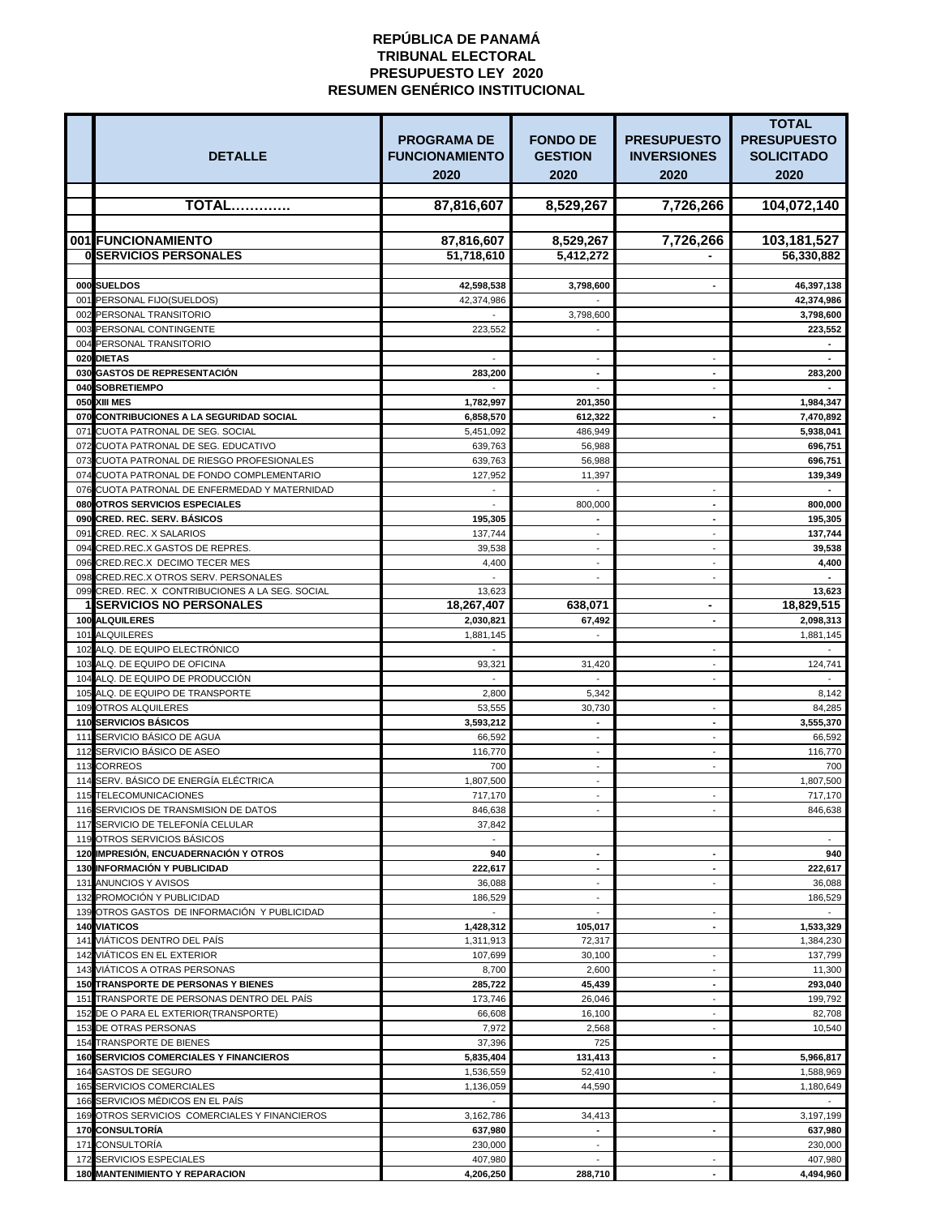**REPÚBLICA DE PANAMÁ**
**TRIBUNAL ELECTORAL**
**PRESUPUESTO LEY 2020**
**RESUMEN GENÉRICO INSTITUCIONAL**

| | DETALLE | PROGRAMA DE FUNCIONAMIENTO 2020 | FONDO DE GESTION 2020 | PRESUPUESTO INVERSIONES 2020 | TOTAL PRESUPUESTO SOLICITADO 2020 |
|---|---|---|---|---|---|
| | **TOTAL............** | **87,816,607** | **8,529,267** | **7,726,266** | **104,072,140** |
| **001** | **FUNCIONAMIENTO** | **87,816,607** | **8,529,267** | **7,726,266** | **103,181,527** |
| **0** | **SERVICIOS PERSONALES** | **51,718,610** | **5,412,272** | **-** | **56,330,882** |
| **000** | **SUELDOS** | **42,598,538** | **3,798,600** | **-** | **46,397,138** |
| 001 | PERSONAL FIJO(SUELDOS) | 42,374,986 | - | | **42,374,986** |
| 002 | PERSONAL TRANSITORIO | - | 3,798,600 | | **3,798,600** |
| 003 | PERSONAL CONTINGENTE | 223,552 | - | | **223,552** |
| 004 | PERSONAL TRANSITORIO | | | | **-** |
| **020** | **DIETAS** | - | - | - | **-** |
| **030** | **GASTOS DE REPRESENTACIÓN** | **283,200** | **-** | **-** | **283,200** |
| **040** | **SOBRETIEMPO** | - | - | - | **-** |
| **050** | **XIII MES** | **1,782,997** | **201,350** | | **1,984,347** |
| **070** | **CONTRIBUCIONES A LA SEGURIDAD SOCIAL** | **6,858,570** | **612,322** | **-** | **7,470,892** |
| 071 | CUOTA PATRONAL DE SEG. SOCIAL | 5,451,092 | 486,949 | | **5,938,041** |
| 072 | CUOTA PATRONAL DE SEG. EDUCATIVO | 639,763 | 56,988 | | **696,751** |
| 073 | CUOTA PATRONAL DE RIESGO PROFESIONALES | 639,763 | 56,988 | | **696,751** |
| 074 | CUOTA PATRONAL DE FONDO COMPLEMENTARIO | 127,952 | 11,397 | | **139,349** |
| 076 | CUOTA PATRONAL DE ENFERMEDAD Y MATERNIDAD | - | - | - | **-** |
| **080** | **OTROS SERVICIOS ESPECIALES** | - | 800,000 | **-** | **800,000** |
| **090** | **CRED. REC. SERV. BÁSICOS** | **195,305** | **-** | **-** | **195,305** |
| 091 | CRED. REC. X SALARIOS | 137,744 | - | - | **137,744** |
| 094 | CRED.REC.X GASTOS DE REPRES. | 39,538 | - | - | **39,538** |
| 096 | CRED.REC.X DECIMO TECER MES | 4,400 | - | - | **4,400** |
| 098 | CRED.REC.X OTROS SERV. PERSONALES | - | - | - | **-** |
| 099 | CRED. REC. X CONTRIBUCIONES A LA SEG. SOCIAL | 13,623 | | | **13,623** |
| **1** | **SERVICIOS NO PERSONALES** | **18,267,407** | **638,071** | **-** | **18,829,515** |
| **100** | **ALQUILERES** | **2,030,821** | **67,492** | **-** | **2,098,313** |
| 101 | ALQUILERES | 1,881,145 | - | | 1,881,145 |
| 102 | ALQ. DE EQUIPO ELECTRÓNICO | - | | - | - |
| 103 | ALQ. DE EQUIPO DE OFICINA | 93,321 | 31,420 | - | 124,741 |
| 104 | ALQ. DE EQUIPO DE PRODUCCIÓN | - | - | - | - |
| 105 | ALQ. DE EQUIPO DE TRANSPORTE | 2,800 | 5,342 | | 8,142 |
| 109 | OTROS ALQUILERES | 53,555 | 30,730 | - | 84,285 |
| **110** | **SERVICIOS BÁSICOS** | **3,593,212** | **-** | **-** | **3,555,370** |
| 111 | SERVICIO BÁSICO DE AGUA | 66,592 | - | - | 66,592 |
| 112 | SERVICIO BÁSICO DE ASEO | 116,770 | - | - | 116,770 |
| 113 | CORREOS | 700 | - | - | 700 |
| 114 | SERV. BÁSICO DE ENERGÍA ELÉCTRICA | 1,807,500 | - | | 1,807,500 |
| 115 | TELECOMUNICACIONES | 717,170 | - | - | 717,170 |
| 116 | SERVICIOS DE TRANSMISION DE DATOS | 846,638 | - | - | 846,638 |
| 117 | SERVICIO DE TELEFONÍA CELULAR | 37,842 | | | |
| 119 | OTROS SERVICIOS BÁSICOS | - | | | - |
| **120** | **IMPRESIÓN, ENCUADERNACIÓN Y OTROS** | **940** | **-** | **-** | **940** |
| **130** | **INFORMACIÓN Y PUBLICIDAD** | **222,617** | **-** | **-** | **222,617** |
| 131 | ANUNCIOS Y AVISOS | 36,088 | - | - | 36,088 |
| 132 | PROMOCIÓN Y PUBLICIDAD | 186,529 | - | | 186,529 |
| 139 | OTROS GASTOS DE INFORMACIÓN Y PUBLICIDAD | - | - | - | - |
| **140** | **VIATICOS** | **1,428,312** | **105,017** | **-** | **1,533,329** |
| 141 | VIÁTICOS DENTRO DEL PAÍS | 1,311,913 | 72,317 | | 1,384,230 |
| 142 | VIÁTICOS EN EL EXTERIOR | 107,699 | 30,100 | - | 137,799 |
| 143 | VIÁTICOS A OTRAS PERSONAS | 8,700 | 2,600 | - | 11,300 |
| **150** | **TRANSPORTE DE PERSONAS Y BIENES** | **285,722** | **45,439** | **-** | **293,040** |
| 151 | TRANSPORTE DE PERSONAS DENTRO DEL PAÍS | 173,746 | 26,046 | - | 199,792 |
| 152 | DE O PARA EL EXTERIOR(TRANSPORTE) | 66,608 | 16,100 | - | 82,708 |
| 153 | DE OTRAS PERSONAS | 7,972 | 2,568 | - | 10,540 |
| 154 | TRANSPORTE DE BIENES | 37,396 | 725 | | |
| **160** | **SERVICIOS COMERCIALES Y FINANCIEROS** | **5,835,404** | **131,413** | **-** | **5,966,817** |
| 164 | GASTOS DE SEGURO | 1,536,559 | 52,410 | - | 1,588,969 |
| 165 | SERVICIOS COMERCIALES | 1,136,059 | 44,590 | | 1,180,649 |
| 166 | SERVICIOS MÉDICOS EN EL PAÍS | - | | - | - |
| 169 | OTROS SERVICIOS COMERCIALES Y FINANCIEROS | 3,162,786 | 34,413 | | 3,197,199 |
| **170** | **CONSULTORÍA** | **637,980** | **-** | **-** | **637,980** |
| 171 | CONSULTORÍA | 230,000 | - | | 230,000 |
| 172 | SERVICIOS ESPECIALES | 407,980 | - | - | 407,980 |
| **180** | **MANTENIMIENTO Y REPARACION** | **4,206,250** | **288,710** | **-** | **4,494,960** |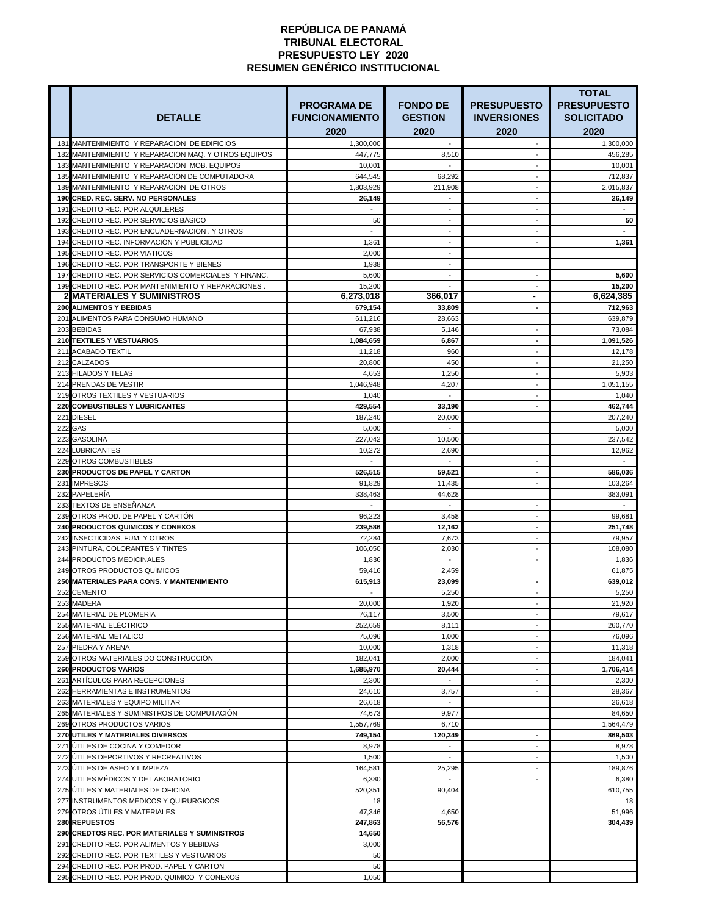# REPÚBLICA DE PANAMÁ
## TRIBUNAL ELECTORAL
## PRESUPUESTO LEY 2020
## RESUMEN GENÉRICO INSTITUCIONAL

| | DETALLE | PROGRAMA DE FUNCIONAMIENTO 2020 | FONDO DE GESTION 2020 | PRESUPUESTO INVERSIONES 2020 | TOTAL PRESUPUESTO SOLICITADO 2020 |
|---|---|---|---|---|---|
| 181 | MANTENIMIENTO Y REPARACIÓN DE EDIFICIOS | 1,300,000 | - | - | 1,300,000 |
| 182 | MANTENIMIENTO Y REPARACIÓN MAQ. Y OTROS EQUIPOS | 447,775 | 8,510 | - | 456,285 |
| 183 | MANTENIMIENTO Y REPARACIÓN MOB. EQUIPOS | 10,001 | - | - | 10,001 |
| 185 | MANTENIMIENTO Y REPARACIÓN DE COMPUTADORA | 644,545 | 68,292 | - | 712,837 |
| 189 | MANTENIMIENTO Y REPARACIÓN DE OTROS | 1,803,929 | 211,908 | - | 2,015,837 |
| **190** | **CRED. REC. SERV. NO PERSONALES** | **26,149** | **-** | **-** | **26,149** |
| 191 | CREDITO REC. POR ALQUILERES | - | - | - | - |
| 192 | CREDITO REC. POR SERVICIOS BÁSICO | 50 | - | - | **50** |
| 193 | CREDITO REC. POR ENCUADERNACIÓN . Y OTROS | - | - | - | **-** |
| 194 | CREDITO REC. INFORMACIÓN Y PUBLICIDAD | 1,361 | - | - | **1,361** |
| 195 | CREDITO REC. POR VIATICOS | 2,000 | - | | |
| 196 | CREDITO REC. POR TRANSPORTE Y BIENES | 1,938 | - | | |
| 197 | CREDITO REC. POR SERVICIOS COMERCIALES Y FINANC. | 5,600 | - | - | **5,600** |
| 199 | CREDITO REC. POR MANTENIMIENTO Y REPARACIONES . | 15,200 | - | - | **15,200** |
| **2** | **MATERIALES Y SUMINISTROS** | **6,273,018** | **366,017** | **-** | **6,624,385** |
| **200** | **ALIMENTOS Y BEBIDAS** | **679,154** | **33,809** | **-** | **712,963** |
| 201 | ALIMENTOS PARA CONSUMO HUMANO | 611,216 | 28,663 | | 639,879 |
| 203 | BEBIDAS | 67,938 | 5,146 | - | 73,084 |
| **210** | **TEXTILES Y VESTUARIOS** | **1,084,659** | **6,867** | **-** | **1,091,526** |
| 211 | ACABADO TEXTIL | 11,218 | 960 | - | 12,178 |
| 212 | CALZADOS | 20,800 | 450 | - | 21,250 |
| 213 | HILADOS Y TELAS | 4,653 | 1,250 | - | 5,903 |
| 214 | PRENDAS DE VESTIR | 1,046,948 | 4,207 | - | 1,051,155 |
| 219 | OTROS TEXTILES Y VESTUARIOS | 1,040 | - | - | 1,040 |
| **220** | **COMBUSTIBLES Y LUBRICANTES** | **429,554** | **33,190** | **-** | **462,744** |
| 221 | DIESEL | 187,240 | 20,000 | | 207,240 |
| 222 | GAS | 5,000 | - | | 5,000 |
| 223 | GASOLINA | 227,042 | 10,500 | | 237,542 |
| 224 | LUBRICANTES | 10,272 | 2,690 | | 12,962 |
| 229 | OTROS COMBUSTIBLES | - | - | - | - |
| **230** | **PRODUCTOS DE PAPEL Y CARTON** | **526,515** | **59,521** | **-** | **586,036** |
| 231 | IMPRESOS | 91,829 | 11,435 | - | 103,264 |
| 232 | PAPELERÍA | 338,463 | 44,628 | | 383,091 |
| 233 | TEXTOS DE ENSEÑANZA | - | - | - | - |
| 239 | OTROS PROD. DE PAPEL Y CARTÓN | 96,223 | 3,458 | - | 99,681 |
| **240** | **PRODUCTOS QUIMICOS Y CONEXOS** | **239,586** | **12,162** | **-** | **251,748** |
| 242 | INSECTICIDAS, FUM. Y OTROS | 72,284 | 7,673 | - | 79,957 |
| 243 | PINTURA, COLORANTES Y TINTES | 106,050 | 2,030 | - | 108,080 |
| 244 | PRODUCTOS MEDICINALES | 1,836 | - | - | 1,836 |
| 249 | OTROS PRODUCTOS QUÍMICOS | 59,416 | 2,459 | | 61,875 |
| **250** | **MATERIALES PARA CONS. Y MANTENIMIENTO** | **615,913** | **23,099** | **-** | **639,012** |
| 252 | CEMENTO | - | 5,250 | - | 5,250 |
| 253 | MADERA | 20,000 | 1,920 | - | 21,920 |
| 254 | MATERIAL DE PLOMERÍA | 76,117 | 3,500 | - | 79,617 |
| 255 | MATERIAL ELÉCTRICO | 252,659 | 8,111 | - | 260,770 |
| 256 | MATERIAL METALICO | 75,096 | 1,000 | - | 76,096 |
| 257 | PIEDRA Y ARENA | 10,000 | 1,318 | - | 11,318 |
| 259 | OTROS MATERIALES DO CONSTRUCCIÓN | 182,041 | 2,000 | - | 184,041 |
| **260** | **PRODUCTOS VARIOS** | **1,685,970** | **20,444** | **-** | **1,706,414** |
| 261 | ARTÍCULOS PARA RECEPCIONES | 2,300 | - | - | 2,300 |
| 262 | HERRAMIENTAS E INSTRUMENTOS | 24,610 | 3,757 | - | 28,367 |
| 263 | MATERIALES Y EQUIPO MILITAR | 26,618 | - | | 26,618 |
| 265 | MATERIALES Y SUMINISTROS DE COMPUTACIÓN | 74,673 | 9,977 | | 84,650 |
| 269 | OTROS PRODUCTOS VARIOS | 1,557,769 | 6,710 | | 1,564,479 |
| **270** | **UTILES Y MATERIALES DIVERSOS** | **749,154** | **120,349** | **-** | **869,503** |
| 271 | ÚTILES DE COCINA Y COMEDOR | 8,978 | - | - | 8,978 |
| 272 | ÚTILES DEPORTIVOS Y RECREATIVOS | 1,500 | - | - | 1,500 |
| 273 | ÚTILES DE ASEO Y LIMPIEZA | 164,581 | 25,295 | - | 189,876 |
| 274 | ÚTILES MÉDICOS Y DE LABORATORIO | 6,380 | - | - | 6,380 |
| 275 | ÚTILES Y MATERIALES DE OFICINA | 520,351 | 90,404 | | 610,755 |
| 277 | INSTRUMENTOS MEDICOS Y QUIRURGICOS | 18 | | | 18 |
| 279 | OTROS ÚTILES Y MATERIALES | 47,346 | 4,650 | | 51,996 |
| **280** | **REPUESTOS** | **247,863** | **56,576** | | **304,439** |
| **290** | **CREDTOS REC. POR MATERIALES Y SUMINISTROS** | **14,650** | | | |
| 291 | CREDITO REC. POR ALIMENTOS Y BEBIDAS | 3,000 | | | |
| 292 | CREDITO REC. POR TEXTILES Y VESTUARIOS | 50 | | | |
| 294 | CREDITO REC. POR PROD. PAPEL Y CARTON | 50 | | | |
| 295 | CREDITO REC. POR PROD. QUIMICO Y CONEXOS | 1,050 | | | |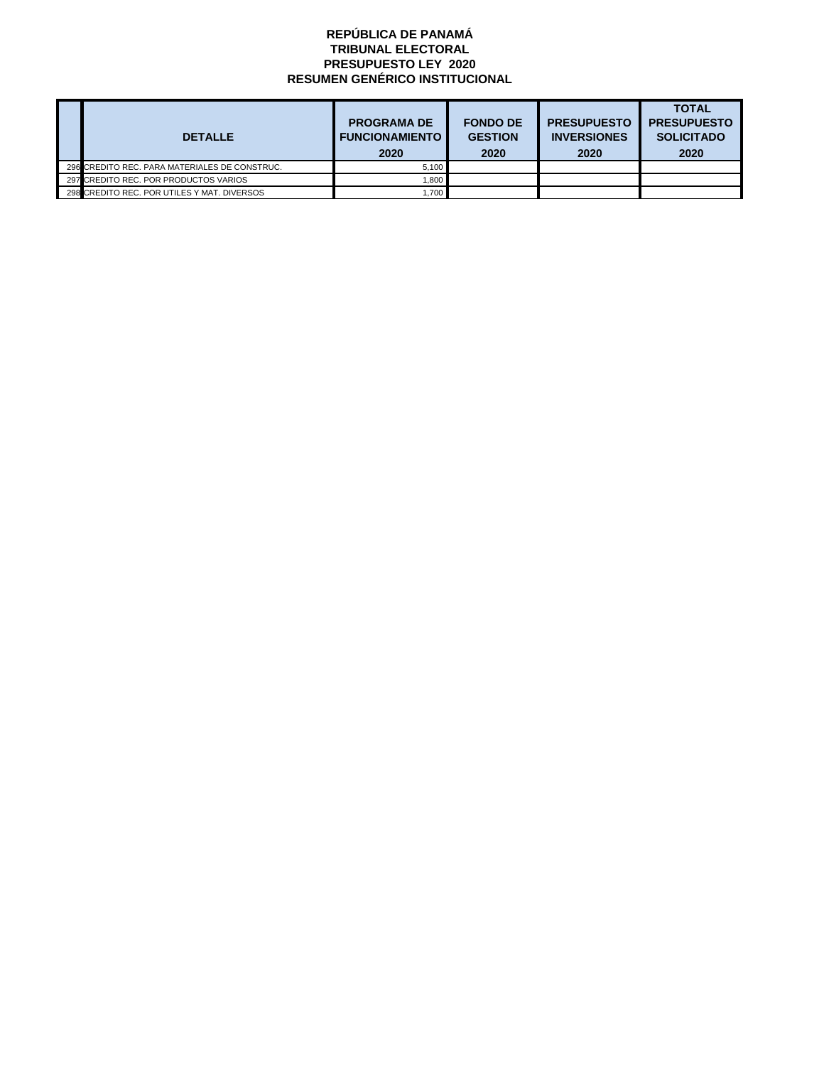**REPÚBLICA DE PANAMÁ**
**TRIBUNAL ELECTORAL**
**PRESUPUESTO LEY 2020**
**RESUMEN GENÉRICO INSTITUCIONAL**

| | DETALLE | PROGRAMA DE FUNCIONAMIENTO 2020 | FONDO DE GESTION 2020 | PRESUPUESTO INVERSIONES 2020 | TOTAL PRESUPUESTO SOLICITADO 2020 |
|---|---|---|---|---|---|
| 296 | CREDITO REC. PARA MATERIALES DE CONSTRUC. | 5,100 | | | |
| 297 | CREDITO REC. POR PRODUCTOS VARIOS | 1,800 | | | |
| 298 | CREDITO REC. POR UTILES Y MAT. DIVERSOS | 1,700 | | | |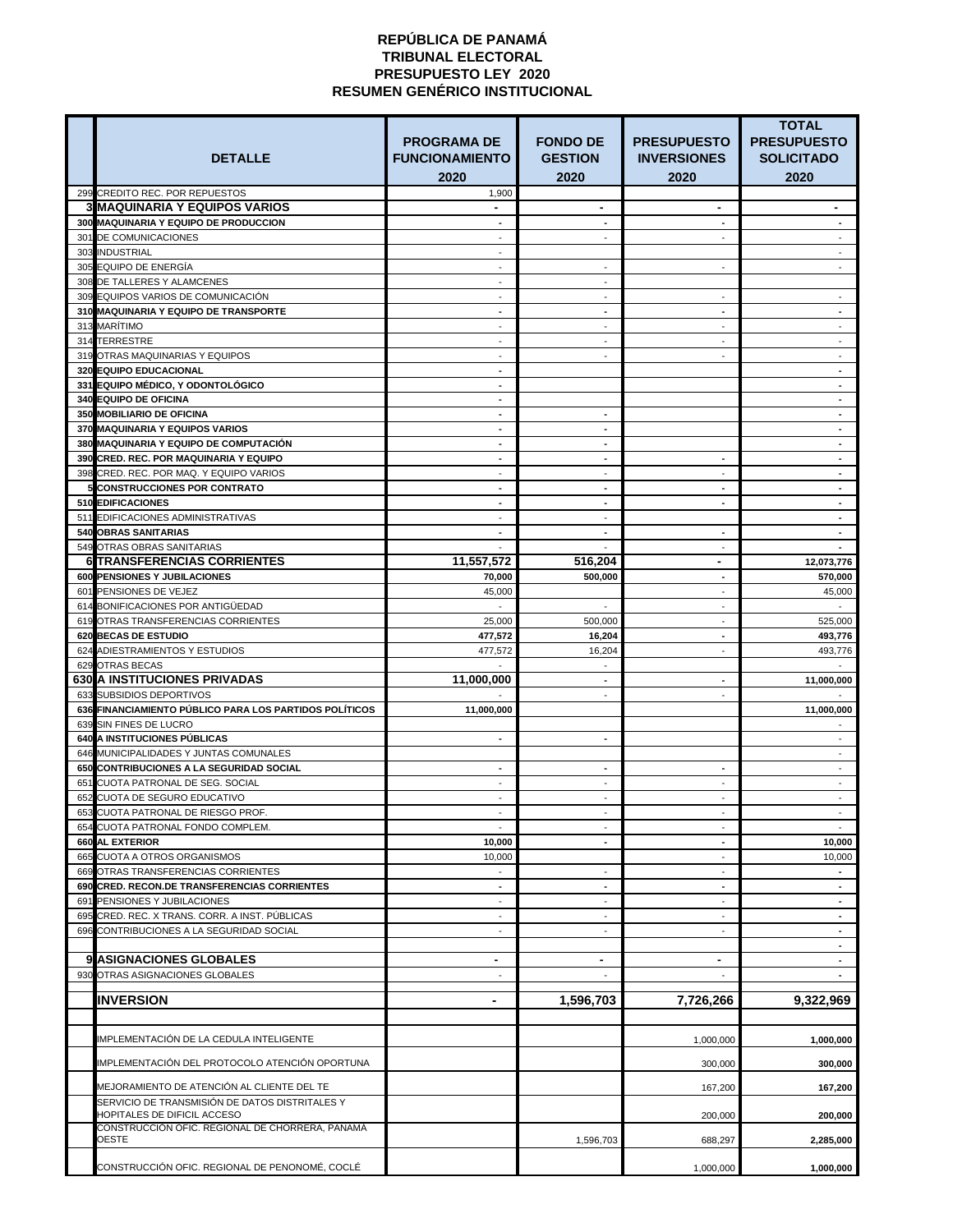# REPÚBLICA DE PANAMÁ
## TRIBUNAL ELECTORAL
## PRESUPUESTO LEY 2020
## RESUMEN GENÉRICO INSTITUCIONAL

| | DETALLE | PROGRAMA DE FUNCIONAMIENTO 2020 | FONDO DE GESTION 2020 | PRESUPUESTO INVERSIONES 2020 | TOTAL PRESUPUESTO SOLICITADO 2020 |
|---|---|---|---|---|---|
| 299 | CREDITO REC. POR REPUESTOS | 1,900 | | | |
| **3** | **MAQUINARIA Y EQUIPOS VARIOS** | **-** | **-** | **-** | **-** |
| **300** | **MAQUINARIA Y EQUIPO DE PRODUCCION** | **-** | **-** | **-** | **-** |
| 301 | DE COMUNICACIONES | - | - | - | - |
| 303 | INDUSTRIAL | - | | | - |
| 305 | EQUIPO DE ENERGÍA | - | - | - | - |
| 308 | DE TALLERES Y ALAMCENES | - | - | | |
| 309 | EQUIPOS VARIOS DE COMUNICACIÓN | - | - | - | - |
| **310** | **MAQUINARIA Y EQUIPO DE TRANSPORTE** | **-** | **-** | **-** | **-** |
| 313 | MARÍTIMO | - | - | - | - |
| 314 | TERRESTRE | - | - | - | - |
| 319 | OTRAS MAQUINARIAS Y EQUIPOS | - | - | - | - |
| **320** | **EQUIPO EDUCACIONAL** | **-** | | | **-** |
| **331** | **EQUIPO MÉDICO, Y ODONTOLÓGICO** | **-** | | | **-** |
| **340** | **EQUIPO DE OFICINA** | **-** | | | **-** |
| **350** | **MOBILIARIO DE OFICINA** | **-** | **-** | | **-** |
| **370** | **MAQUINARIA Y EQUIPOS VARIOS** | **-** | **-** | | **-** |
| **380** | **MAQUINARIA Y EQUIPO DE COMPUTACIÓN** | **-** | **-** | | **-** |
| **390** | **CRED. REC. POR MAQUINARIA Y EQUIPO** | **-** | **-** | **-** | **-** |
| 398 | CRED. REC. POR MAQ. Y EQUIPO VARIOS | - | - | - | **-** |
| **5** | **CONSTRUCCIONES POR CONTRATO** | **-** | **-** | **-** | **-** |
| **510** | **EDIFICACIONES** | **-** | **-** | **-** | **-** |
| 511 | EDIFICACIONES ADMINISTRATIVAS | - | - | | **-** |
| **540** | **OBRAS SANITARIAS** | **-** | **-** | **-** | **-** |
| 549 | OTRAS OBRAS SANITARIAS | - | - | - | **-** |
| **6** | **TRANSFERENCIAS CORRIENTES** | **11,557,572** | **516,204** | **-** | **12,073,776** |
| **600** | **PENSIONES Y JUBILACIONES** | **70,000** | **500,000** | **-** | **570,000** |
| 601 | PENSIONES DE VEJEZ | 45,000 | | - | 45,000 |
| 614 | BONIFICACIONES POR ANTIGÜEDAD | - | - | - | - |
| 619 | OTRAS TRANSFERENCIAS CORRIENTES | 25,000 | 500,000 | - | 525,000 |
| **620** | **BECAS DE ESTUDIO** | **477,572** | **16,204** | **-** | **493,776** |
| 624 | ADIESTRAMIENTOS Y ESTUDIOS | 477,572 | 16,204 | - | 493,776 |
| 629 | OTRAS BECAS | - | - | | - |
| **630** | **A INSTITUCIONES PRIVADAS** | **11,000,000** | **-** | **-** | **11,000,000** |
| 633 | SUBSIDIOS DEPORTIVOS | - | - | - | - |
| **636** | **FINANCIAMIENTO PÚBLICO PARA LOS PARTIDOS POLÍTICOS** | **11,000,000** | | | **11,000,000** |
| 639 | SIN FINES DE LUCRO | | | | - |
| **640** | **A INSTITUCIONES PÚBLICAS** | **-** | **-** | | - |
| 646 | MUNICIPALIDADES Y JUNTAS COMUNALES | | | | - |
| **650** | **CONTRIBUCIONES A LA SEGURIDAD SOCIAL** | **-** | **-** | **-** | - |
| 651 | CUOTA PATRONAL DE SEG. SOCIAL | - | - | - | - |
| 652 | CUOTA DE SEGURO EDUCATIVO | - | - | - | - |
| 653 | CUOTA PATRONAL DE RIESGO PROF. | - | - | - | - |
| 654 | CUOTA PATRONAL FONDO COMPLEM. | - | - | - | - |
| **660** | **AL EXTERIOR** | **10,000** | **-** | **-** | **10,000** |
| 665 | CUOTA A OTROS ORGANISMOS | 10,000 | | - | 10,000 |
| 669 | OTRAS TRANSFERENCIAS CORRIENTES | - | - | - | **-** |
| **690** | **CRED. RECON.DE TRANSFERENCIAS CORRIENTES** | **-** | **-** | **-** | **-** |
| 691 | PENSIONES Y JUBILACIONES | - | - | - | **-** |
| 695 | CRED. REC. X TRANS. CORR. A INST. PÚBLICAS | - | - | - | **-** |
| 696 | CONTRIBUCIONES A LA SEGURIDAD SOCIAL | - | - | - | **-** |
| | | | | | **-** |
| **9** | **ASIGNACIONES GLOBALES** | **-** | **-** | **-** | **-** |
| 930 | OTRAS ASIGNACIONES GLOBALES | - | - | - | **-** |
| | **INVERSION** | **-** | **1,596,703** | **7,726,266** | **9,322,969** |
| | IMPLEMENTACIÓN DE LA CEDULA INTELIGENTE | | | 1,000,000 | **1,000,000** |
| | IMPLEMENTACIÓN DEL PROTOCOLO ATENCIÓN OPORTUNA | | | 300,000 | **300,000** |
| | MEJORAMIENTO DE ATENCIÓN AL CLIENTE DEL TE | | | 167,200 | **167,200** |
| | SERVICIO DE TRANSMISIÓN DE DATOS DISTRITALES Y HOPITALES DE DIFICIL ACCESO | | | 200,000 | **200,000** |
| | CONSTRUCCION OFIC. REGIONAL DE CHORRERA, PANAMÁ OESTE | | 1,596,703 | 688,297 | **2,285,000** |
| | CONSTRUCCIÓN OFIC. REGIONAL DE PENONOMÉ, COCLÉ | | | 1,000,000 | **1,000,000** |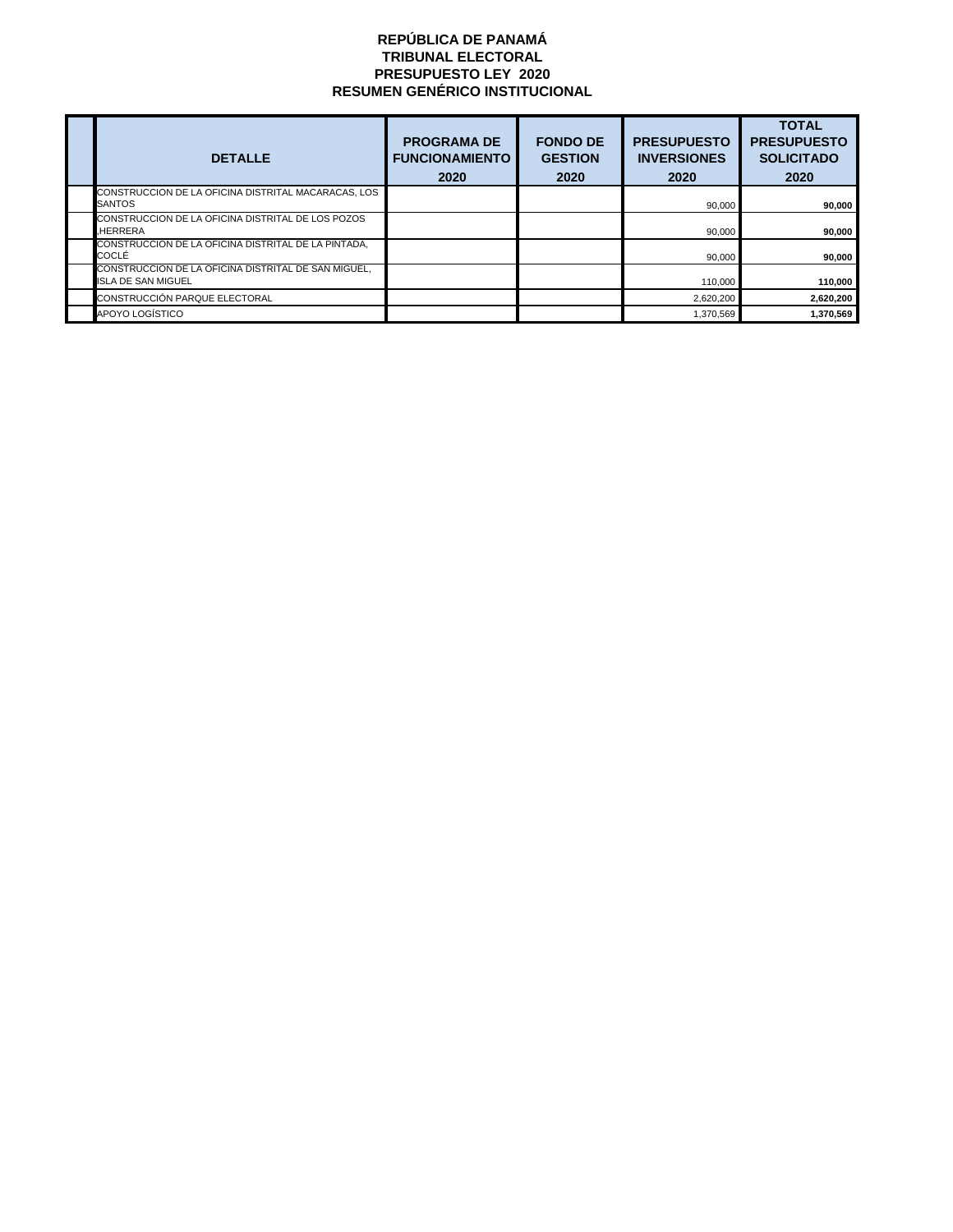**REPÚBLICA DE PANAMÁ**
**TRIBUNAL ELECTORAL**
**PRESUPUESTO LEY 2020**
**RESUMEN GENÉRICO INSTITUCIONAL**

| | DETALLE | PROGRAMA DE FUNCIONAMIENTO 2020 | FONDO DE GESTION 2020 | PRESUPUESTO INVERSIONES 2020 | TOTAL PRESUPUESTO SOLICITADO 2020 |
|---|---|---|---|---|---|
| | CONSTRUCCION DE LA OFICINA DISTRITAL MACARACAS, LOS SANTOS | | | 90,000 | **90,000** |
| | CONSTRUCCION DE LA OFICINA DISTRITAL DE LOS POZOS ,HERRERA | | | 90,000 | **90,000** |
| | CONSTRUCCION DE LA OFICINA DISTRITAL DE LA PINTADA, COCLÉ | | | 90,000 | **90,000** |
| | CONSTRUCCION DE LA OFICINA DISTRITAL DE SAN MIGUEL, ISLA DE SAN MIGUEL | | | 110,000 | **110,000** |
| | CONSTRUCCIÓN PARQUE ELECTORAL | | | 2,620,200 | **2,620,200** |
| | APOYO LOGÍSTICO | | | 1,370,569 | **1,370,569** |